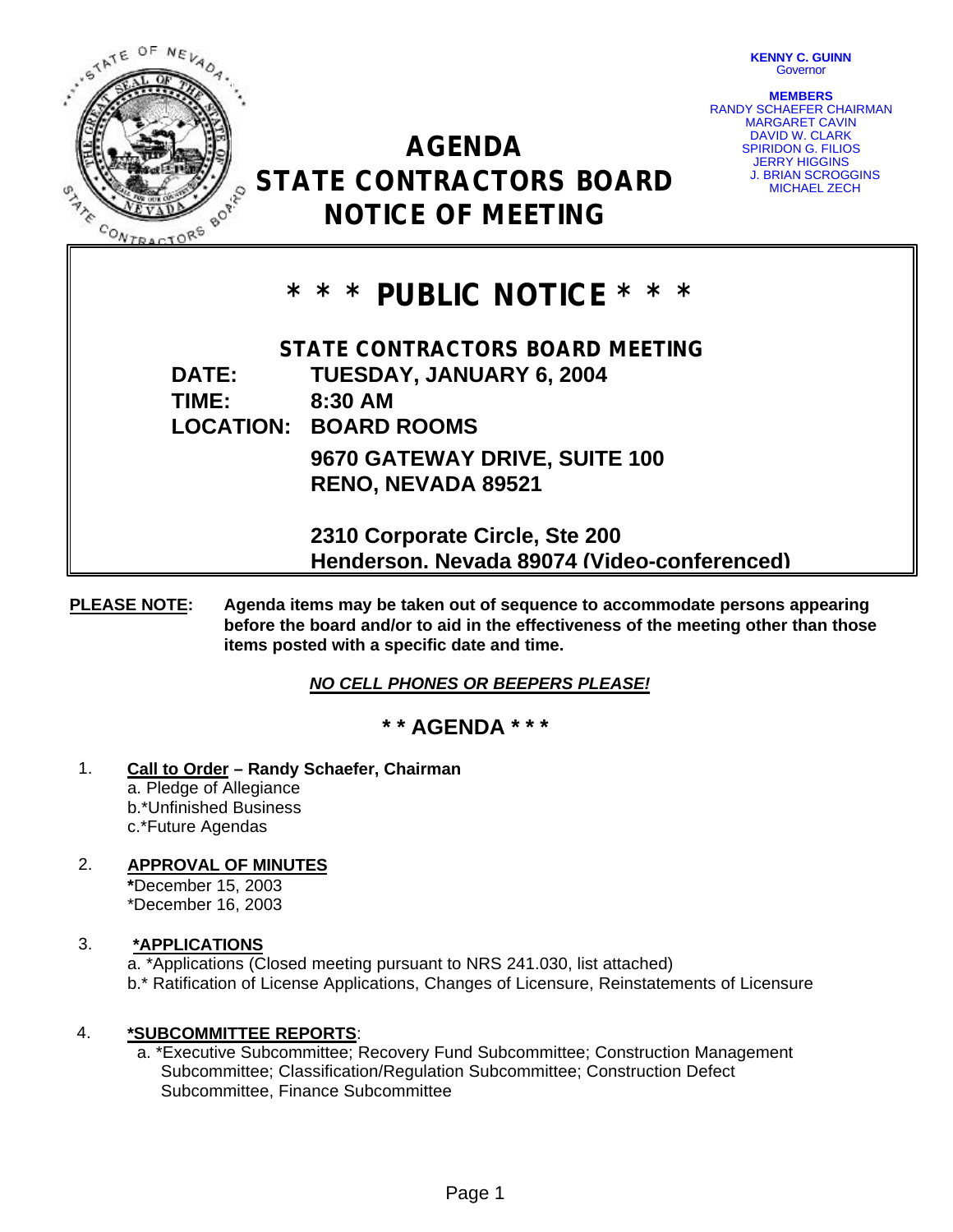**KENNY C. GUINN**
Governor

**MEMBERS**
RANDY SCHAEFER CHAIRMAN
MARGARET CAVIN
DAVID W. CLARK
SPIRIDON G. FILIOS
JERRY HIGGINS
J. BRIAN SCROGGINS
MICHAEL ZECH

# AGENDA
# STATE CONTRACTORS BOARD
# NOTICE OF MEETING

## * * * PUBLIC NOTICE * * *

**STATE CONTRACTORS BOARD MEETING**

**DATE:** TUESDAY, JANUARY 6, 2004
**TIME:** 8:30 AM
**LOCATION:** BOARD ROOMS
9670 GATEWAY DRIVE, SUITE 100
RENO, NEVADA 89521

2310 Corporate Circle, Ste 200
Henderson. Nevada 89074 (Video-conferenced)

**PLEASE NOTE:** **Agenda items may be taken out of sequence to accommodate persons appearing before the board and/or to aid in the effectiveness of the meeting other than those items posted with a specific date and time.**

***NO CELL PHONES OR BEEPERS PLEASE!***

## * * AGENDA * * *

1. **Call to Order – Randy Schaefer, Chairman**
   a. Pledge of Allegiance
   b.*Unfinished Business
   c.*Future Agendas

2. **APPROVAL OF MINUTES**
   *December 15, 2003
   *December 16, 2003

3. ***APPLICATIONS**
   a. *Applications (Closed meeting pursuant to NRS 241.030, list attached)
   b.* Ratification of License Applications, Changes of Licensure, Reinstatements of Licensure

4. ***SUBCOMMITTEE REPORTS**:
   a. *Executive Subcommittee; Recovery Fund Subcommittee; Construction Management Subcommittee; Classification/Regulation Subcommittee; Construction Defect Subcommittee, Finance Subcommittee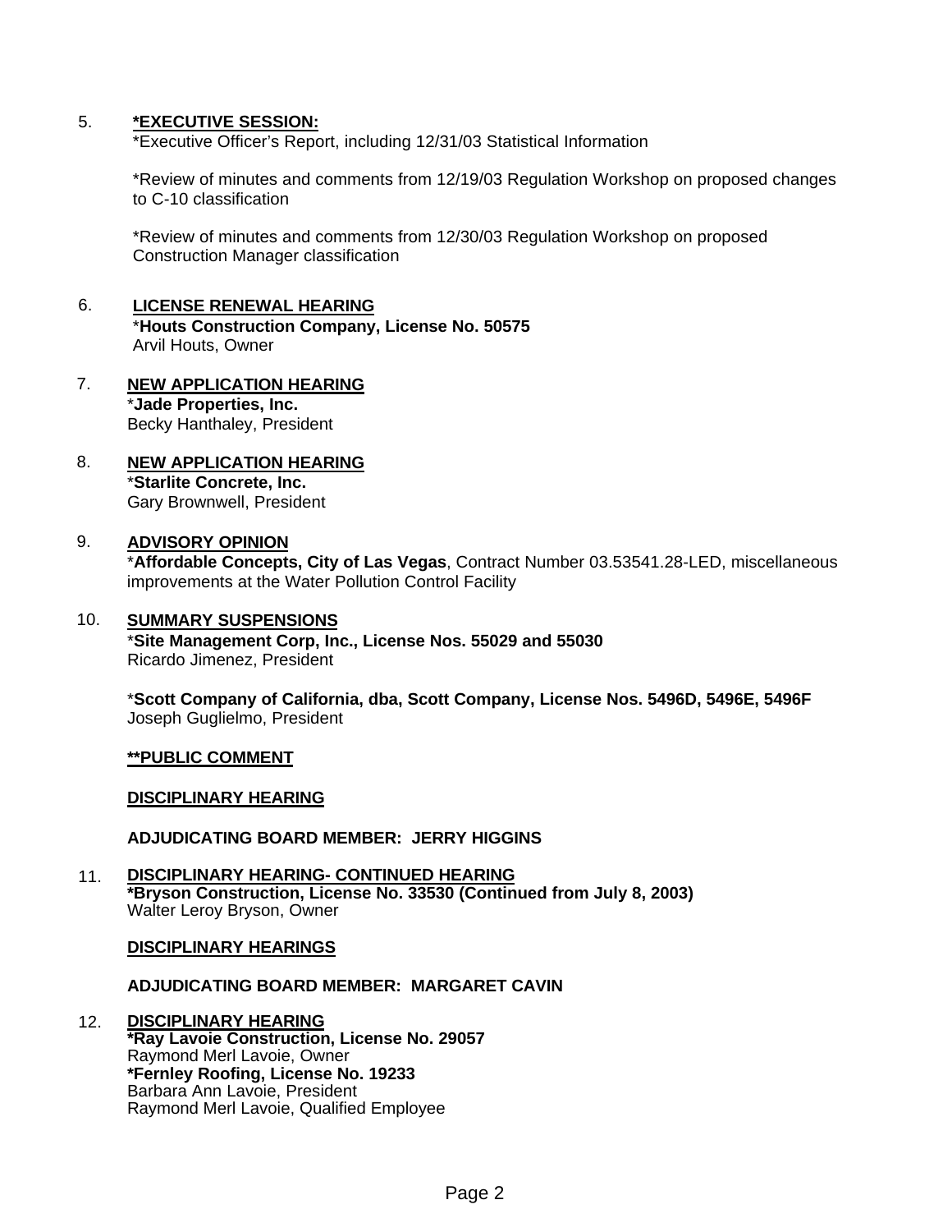5. **\*EXECUTIVE SESSION:**

   *Executive Officer's Report, including 12/31/03 Statistical Information

   *Review of minutes and comments from 12/19/03 Regulation Workshop on proposed changes to C-10 classification

   *Review of minutes and comments from 12/30/03 Regulation Workshop on proposed Construction Manager classification

6. **LICENSE RENEWAL HEARING**

   ***Houts Construction Company, License No. 50575**
   Arvil Houts, Owner

7. **NEW APPLICATION HEARING**

   ***Jade Properties, Inc.**
   Becky Hanthaley, President

8. **NEW APPLICATION HEARING**

   ***Starlite Concrete, Inc.**
   Gary Brownwell, President

9. **ADVISORY OPINION**

   ***Affordable Concepts, City of Las Vegas**, Contract Number 03.53541.28-LED, miscellaneous improvements at the Water Pollution Control Facility

10. **SUMMARY SUSPENSIONS**

    ***Site Management Corp, Inc., License Nos. 55029 and 55030**
    Ricardo Jimenez, President

    ***Scott Company of California, dba, Scott Company, License Nos. 5496D, 5496E, 5496F**
    Joseph Guglielmo, President

    **\*\*PUBLIC COMMENT**

    **DISCIPLINARY HEARING**

    **ADJUDICATING BOARD MEMBER: JERRY HIGGINS**

11. **DISCIPLINARY HEARING- CONTINUED HEARING**

    **\*Bryson Construction, License No. 33530 (Continued from July 8, 2003)**
    Walter Leroy Bryson, Owner

    **DISCIPLINARY HEARINGS**

    **ADJUDICATING BOARD MEMBER: MARGARET CAVIN**

12. **DISCIPLINARY HEARING**

    **\*Ray Lavoie Construction, License No. 29057**
    Raymond Merl Lavoie, Owner
    **\*Fernley Roofing, License No. 19233**
    Barbara Ann Lavoie, President
    Raymond Merl Lavoie, Qualified Employee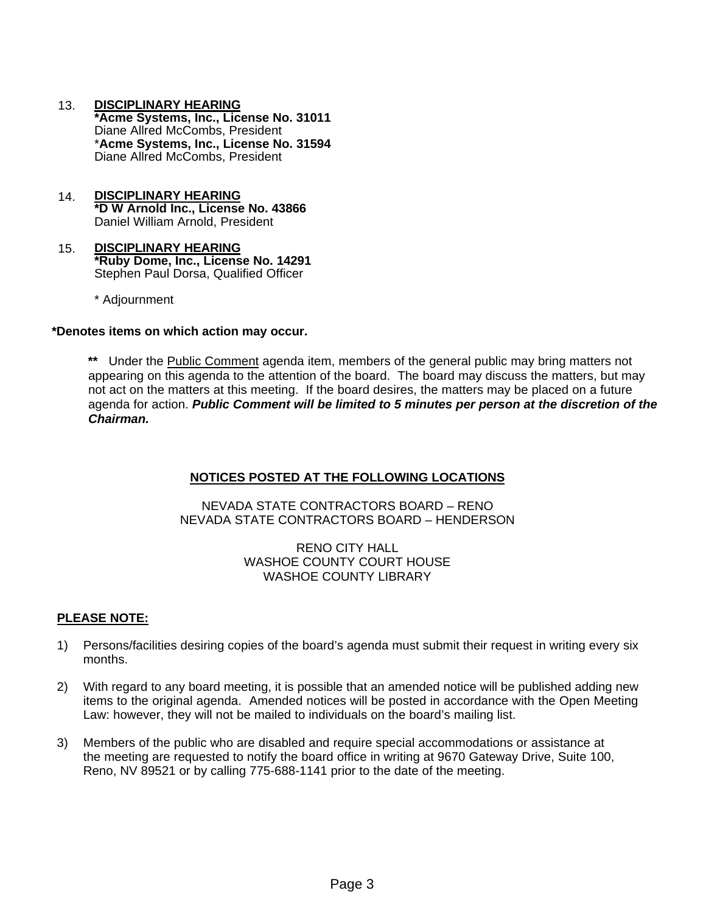13. **DISCIPLINARY HEARING**
    **\*Acme Systems, Inc., License No. 31011**
    Diane Allred McCombs, President
    \***Acme Systems, Inc., License No. 31594**
    Diane Allred McCombs, President

14. **DISCIPLINARY HEARING**
    **\*D W Arnold Inc., License No. 43866**
    Daniel William Arnold, President

15. **DISCIPLINARY HEARING**
    **\*Ruby Dome, Inc., License No. 14291**
    Stephen Paul Dorsa, Qualified Officer

    \* Adjournment

**\*Denotes items on which action may occur.**

> **\*\*** Under the Public Comment agenda item, members of the general public may bring matters not appearing on this agenda to the attention of the board. The board may discuss the matters, but may not act on the matters at this meeting. If the board desires, the matters may be placed on a future agenda for action. ***Public Comment will be limited to 5 minutes per person at the discretion of the Chairman.***

**NOTICES POSTED AT THE FOLLOWING LOCATIONS**

NEVADA STATE CONTRACTORS BOARD – RENO
NEVADA STATE CONTRACTORS BOARD – HENDERSON

RENO CITY HALL
WASHOE COUNTY COURT HOUSE
WASHOE COUNTY LIBRARY

**PLEASE NOTE:**

1) Persons/facilities desiring copies of the board's agenda must submit their request in writing every six months.

2) With regard to any board meeting, it is possible that an amended notice will be published adding new items to the original agenda. Amended notices will be posted in accordance with the Open Meeting Law: however, they will not be mailed to individuals on the board's mailing list.

3) Members of the public who are disabled and require special accommodations or assistance at the meeting are requested to notify the board office in writing at 9670 Gateway Drive, Suite 100, Reno, NV 89521 or by calling 775-688-1141 prior to the date of the meeting.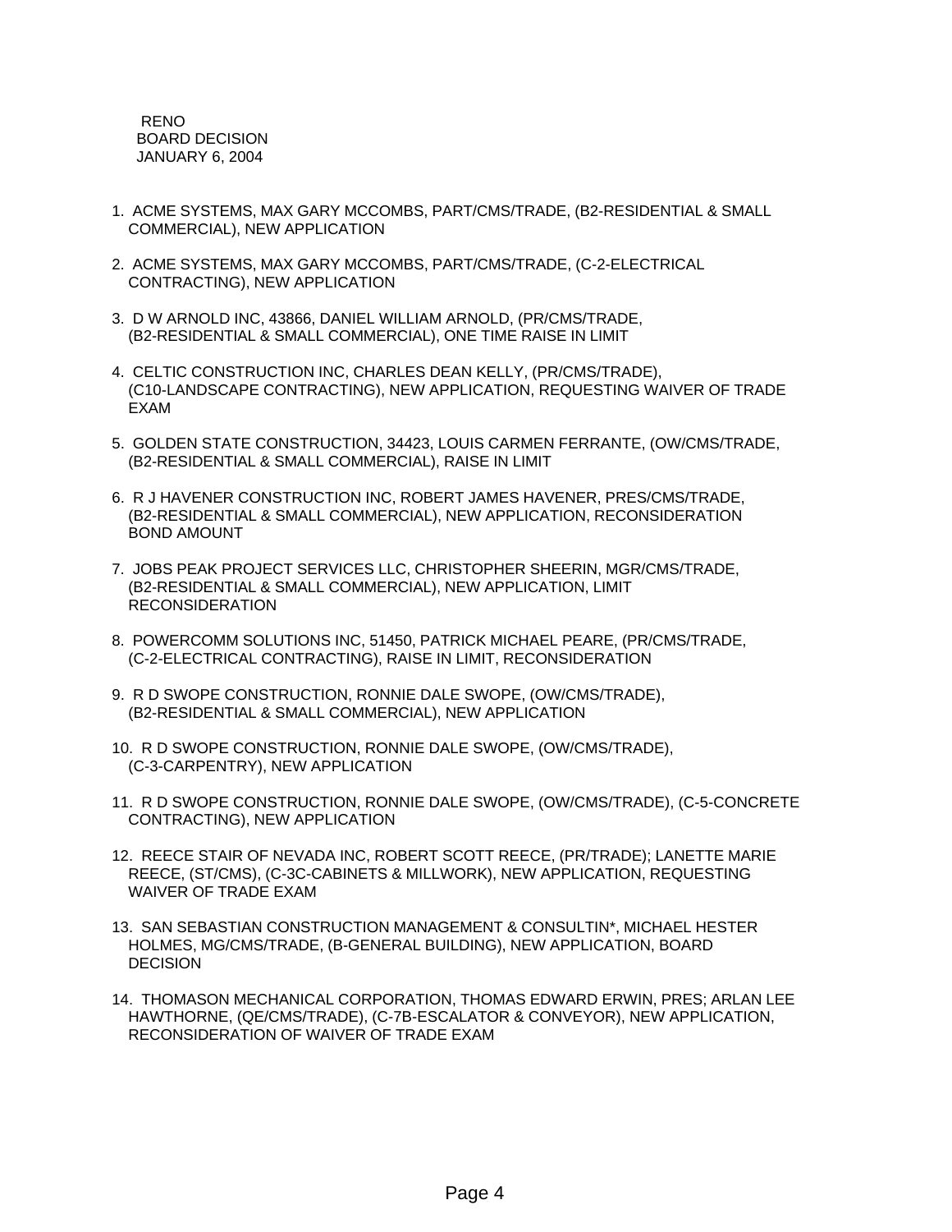RENO
BOARD DECISION
JANUARY 6, 2004

1. ACME SYSTEMS, MAX GARY MCCOMBS, PART/CMS/TRADE, (B2-RESIDENTIAL & SMALL COMMERCIAL), NEW APPLICATION

2. ACME SYSTEMS, MAX GARY MCCOMBS, PART/CMS/TRADE, (C-2-ELECTRICAL CONTRACTING), NEW APPLICATION

3. D W ARNOLD INC, 43866, DANIEL WILLIAM ARNOLD, (PR/CMS/TRADE, (B2-RESIDENTIAL & SMALL COMMERCIAL), ONE TIME RAISE IN LIMIT

4. CELTIC CONSTRUCTION INC, CHARLES DEAN KELLY, (PR/CMS/TRADE), (C10-LANDSCAPE CONTRACTING), NEW APPLICATION, REQUESTING WAIVER OF TRADE EXAM

5. GOLDEN STATE CONSTRUCTION, 34423, LOUIS CARMEN FERRANTE, (OW/CMS/TRADE, (B2-RESIDENTIAL & SMALL COMMERCIAL), RAISE IN LIMIT

6. R J HAVENER CONSTRUCTION INC, ROBERT JAMES HAVENER, PRES/CMS/TRADE, (B2-RESIDENTIAL & SMALL COMMERCIAL), NEW APPLICATION, RECONSIDERATION BOND AMOUNT

7. JOBS PEAK PROJECT SERVICES LLC, CHRISTOPHER SHEERIN, MGR/CMS/TRADE, (B2-RESIDENTIAL & SMALL COMMERCIAL), NEW APPLICATION, LIMIT RECONSIDERATION

8. POWERCOMM SOLUTIONS INC, 51450, PATRICK MICHAEL PEARE, (PR/CMS/TRADE, (C-2-ELECTRICAL CONTRACTING), RAISE IN LIMIT, RECONSIDERATION

9. R D SWOPE CONSTRUCTION, RONNIE DALE SWOPE, (OW/CMS/TRADE), (B2-RESIDENTIAL & SMALL COMMERCIAL), NEW APPLICATION

10. R D SWOPE CONSTRUCTION, RONNIE DALE SWOPE, (OW/CMS/TRADE), (C-3-CARPENTRY), NEW APPLICATION

11. R D SWOPE CONSTRUCTION, RONNIE DALE SWOPE, (OW/CMS/TRADE), (C-5-CONCRETE CONTRACTING), NEW APPLICATION

12. REECE STAIR OF NEVADA INC, ROBERT SCOTT REECE, (PR/TRADE); LANETTE MARIE REECE, (ST/CMS), (C-3C-CABINETS & MILLWORK), NEW APPLICATION, REQUESTING WAIVER OF TRADE EXAM

13. SAN SEBASTIAN CONSTRUCTION MANAGEMENT & CONSULTIN*, MICHAEL HESTER HOLMES, MG/CMS/TRADE, (B-GENERAL BUILDING), NEW APPLICATION, BOARD DECISION

14. THOMASON MECHANICAL CORPORATION, THOMAS EDWARD ERWIN, PRES; ARLAN LEE HAWTHORNE, (QE/CMS/TRADE), (C-7B-ESCALATOR & CONVEYOR), NEW APPLICATION, RECONSIDERATION OF WAIVER OF TRADE EXAM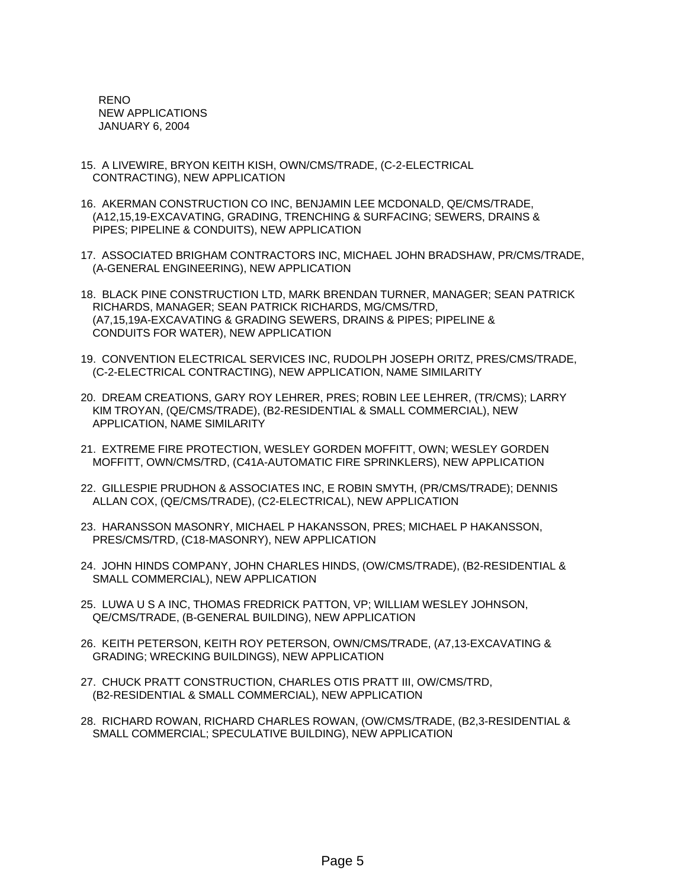RENO
NEW APPLICATIONS
JANUARY 6, 2004

15. A LIVEWIRE, BRYON KEITH KISH, OWN/CMS/TRADE, (C-2-ELECTRICAL CONTRACTING), NEW APPLICATION

16. AKERMAN CONSTRUCTION CO INC, BENJAMIN LEE MCDONALD, QE/CMS/TRADE, (A12,15,19-EXCAVATING, GRADING, TRENCHING & SURFACING; SEWERS, DRAINS & PIPES; PIPELINE & CONDUITS), NEW APPLICATION

17. ASSOCIATED BRIGHAM CONTRACTORS INC, MICHAEL JOHN BRADSHAW, PR/CMS/TRADE, (A-GENERAL ENGINEERING), NEW APPLICATION

18. BLACK PINE CONSTRUCTION LTD, MARK BRENDAN TURNER, MANAGER; SEAN PATRICK RICHARDS, MANAGER; SEAN PATRICK RICHARDS, MG/CMS/TRD, (A7,15,19A-EXCAVATING & GRADING SEWERS, DRAINS & PIPES; PIPELINE & CONDUITS FOR WATER), NEW APPLICATION

19. CONVENTION ELECTRICAL SERVICES INC, RUDOLPH JOSEPH ORITZ, PRES/CMS/TRADE, (C-2-ELECTRICAL CONTRACTING), NEW APPLICATION, NAME SIMILARITY

20. DREAM CREATIONS, GARY ROY LEHRER, PRES; ROBIN LEE LEHRER, (TR/CMS); LARRY KIM TROYAN, (QE/CMS/TRADE), (B2-RESIDENTIAL & SMALL COMMERCIAL), NEW APPLICATION, NAME SIMILARITY

21. EXTREME FIRE PROTECTION, WESLEY GORDEN MOFFITT, OWN; WESLEY GORDEN MOFFITT, OWN/CMS/TRD, (C41A-AUTOMATIC FIRE SPRINKLERS), NEW APPLICATION

22. GILLESPIE PRUDHON & ASSOCIATES INC, E ROBIN SMYTH, (PR/CMS/TRADE); DENNIS ALLAN COX, (QE/CMS/TRADE), (C2-ELECTRICAL), NEW APPLICATION

23. HARANSSON MASONRY, MICHAEL P HAKANSSON, PRES; MICHAEL P HAKANSSON, PRES/CMS/TRD, (C18-MASONRY), NEW APPLICATION

24. JOHN HINDS COMPANY, JOHN CHARLES HINDS, (OW/CMS/TRADE), (B2-RESIDENTIAL & SMALL COMMERCIAL), NEW APPLICATION

25. LUWA U S A INC, THOMAS FREDRICK PATTON, VP; WILLIAM WESLEY JOHNSON, QE/CMS/TRADE, (B-GENERAL BUILDING), NEW APPLICATION

26. KEITH PETERSON, KEITH ROY PETERSON, OWN/CMS/TRADE, (A7,13-EXCAVATING & GRADING; WRECKING BUILDINGS), NEW APPLICATION

27. CHUCK PRATT CONSTRUCTION, CHARLES OTIS PRATT III, OW/CMS/TRD, (B2-RESIDENTIAL & SMALL COMMERCIAL), NEW APPLICATION

28. RICHARD ROWAN, RICHARD CHARLES ROWAN, (OW/CMS/TRADE, (B2,3-RESIDENTIAL & SMALL COMMERCIAL; SPECULATIVE BUILDING), NEW APPLICATION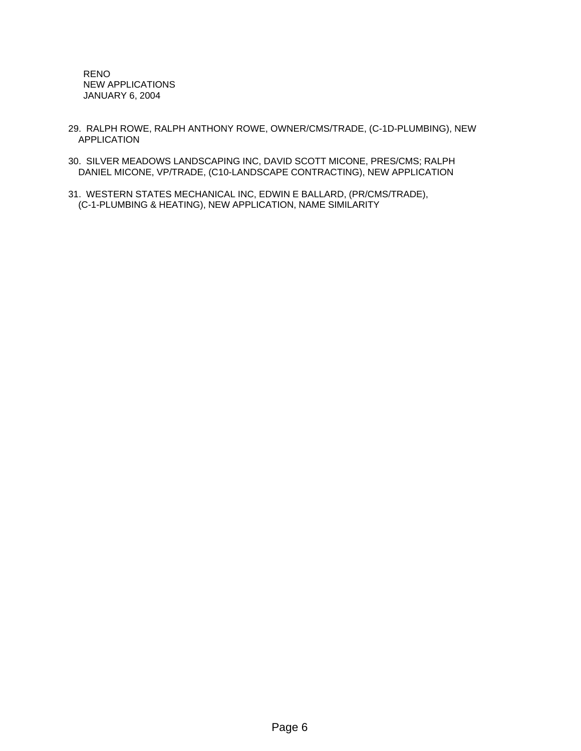RENO
NEW APPLICATIONS
JANUARY 6, 2004

29. RALPH ROWE, RALPH ANTHONY ROWE, OWNER/CMS/TRADE, (C-1D-PLUMBING), NEW APPLICATION

30. SILVER MEADOWS LANDSCAPING INC, DAVID SCOTT MICONE, PRES/CMS; RALPH DANIEL MICONE, VP/TRADE, (C10-LANDSCAPE CONTRACTING), NEW APPLICATION

31. WESTERN STATES MECHANICAL INC, EDWIN E BALLARD, (PR/CMS/TRADE), (C-1-PLUMBING & HEATING), NEW APPLICATION, NAME SIMILARITY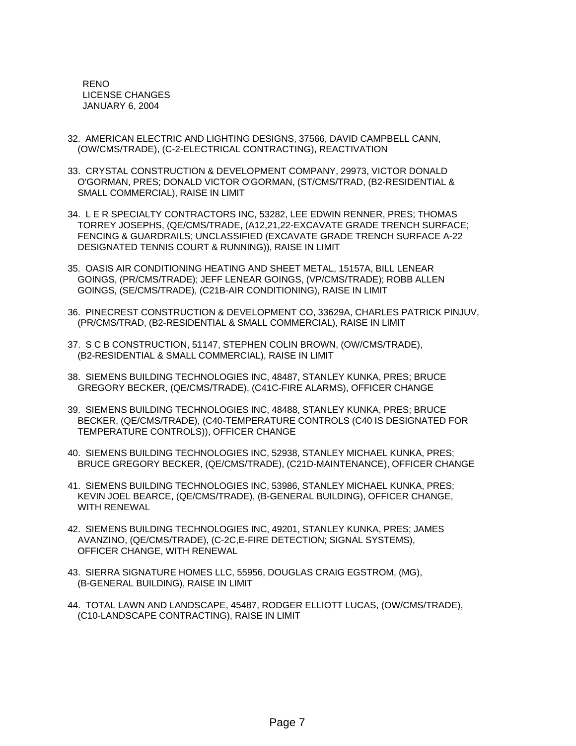RENO
LICENSE CHANGES
JANUARY 6, 2004

32. AMERICAN ELECTRIC AND LIGHTING DESIGNS, 37566, DAVID CAMPBELL CANN, (OW/CMS/TRADE), (C-2-ELECTRICAL CONTRACTING), REACTIVATION

33. CRYSTAL CONSTRUCTION & DEVELOPMENT COMPANY, 29973, VICTOR DONALD O'GORMAN, PRES; DONALD VICTOR O'GORMAN, (ST/CMS/TRAD, (B2-RESIDENTIAL & SMALL COMMERCIAL), RAISE IN LIMIT

34. L E R SPECIALTY CONTRACTORS INC, 53282, LEE EDWIN RENNER, PRES; THOMAS TORREY JOSEPHS, (QE/CMS/TRADE, (A12,21,22-EXCAVATE GRADE TRENCH SURFACE; FENCING & GUARDRAILS; UNCLASSIFIED (EXCAVATE GRADE TRENCH SURFACE A-22 DESIGNATED TENNIS COURT & RUNNING)), RAISE IN LIMIT

35. OASIS AIR CONDITIONING HEATING AND SHEET METAL, 15157A, BILL LENEAR GOINGS, (PR/CMS/TRADE); JEFF LENEAR GOINGS, (VP/CMS/TRADE); ROBB ALLEN GOINGS, (SE/CMS/TRADE), (C21B-AIR CONDITIONING), RAISE IN LIMIT

36. PINECREST CONSTRUCTION & DEVELOPMENT CO, 33629A, CHARLES PATRICK PINJUV, (PR/CMS/TRAD, (B2-RESIDENTIAL & SMALL COMMERCIAL), RAISE IN LIMIT

37. S C B CONSTRUCTION, 51147, STEPHEN COLIN BROWN, (OW/CMS/TRADE), (B2-RESIDENTIAL & SMALL COMMERCIAL), RAISE IN LIMIT

38. SIEMENS BUILDING TECHNOLOGIES INC, 48487, STANLEY KUNKA, PRES; BRUCE GREGORY BECKER, (QE/CMS/TRADE), (C41C-FIRE ALARMS), OFFICER CHANGE

39. SIEMENS BUILDING TECHNOLOGIES INC, 48488, STANLEY KUNKA, PRES; BRUCE BECKER, (QE/CMS/TRADE), (C40-TEMPERATURE CONTROLS (C40 IS DESIGNATED FOR TEMPERATURE CONTROLS)), OFFICER CHANGE

40. SIEMENS BUILDING TECHNOLOGIES INC, 52938, STANLEY MICHAEL KUNKA, PRES; BRUCE GREGORY BECKER, (QE/CMS/TRADE), (C21D-MAINTENANCE), OFFICER CHANGE

41. SIEMENS BUILDING TECHNOLOGIES INC, 53986, STANLEY MICHAEL KUNKA, PRES; KEVIN JOEL BEARCE, (QE/CMS/TRADE), (B-GENERAL BUILDING), OFFICER CHANGE, WITH RENEWAL

42. SIEMENS BUILDING TECHNOLOGIES INC, 49201, STANLEY KUNKA, PRES; JAMES AVANZINO, (QE/CMS/TRADE), (C-2C,E-FIRE DETECTION; SIGNAL SYSTEMS), OFFICER CHANGE, WITH RENEWAL

43. SIERRA SIGNATURE HOMES LLC, 55956, DOUGLAS CRAIG EGSTROM, (MG), (B-GENERAL BUILDING), RAISE IN LIMIT

44. TOTAL LAWN AND LANDSCAPE, 45487, RODGER ELLIOTT LUCAS, (OW/CMS/TRADE), (C10-LANDSCAPE CONTRACTING), RAISE IN LIMIT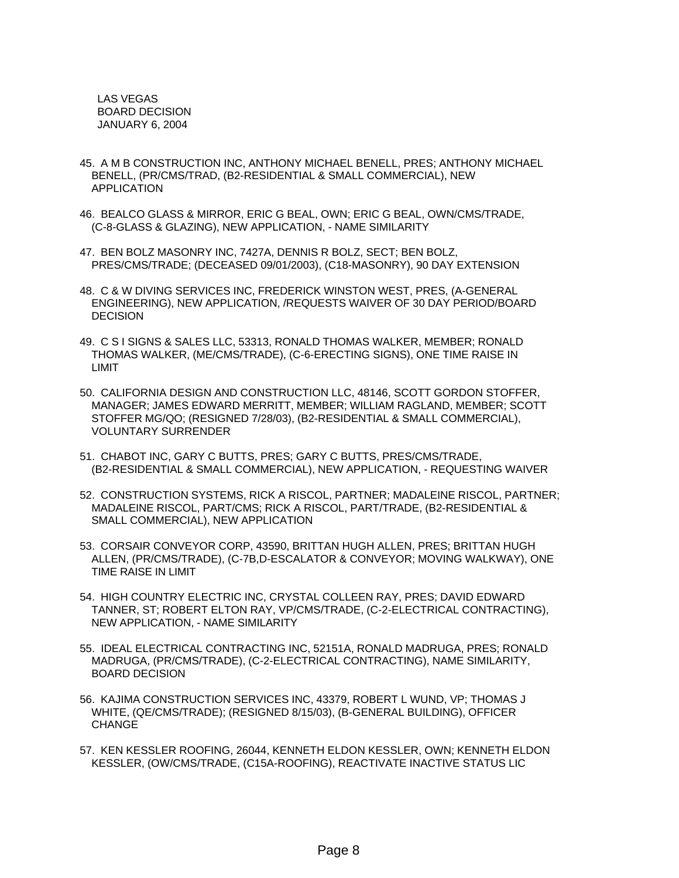LAS VEGAS
BOARD DECISION
JANUARY 6, 2004

45. A M B CONSTRUCTION INC, ANTHONY MICHAEL BENELL, PRES; ANTHONY MICHAEL BENELL, (PR/CMS/TRAD, (B2-RESIDENTIAL & SMALL COMMERCIAL), NEW APPLICATION

46. BEALCO GLASS & MIRROR, ERIC G BEAL, OWN; ERIC G BEAL, OWN/CMS/TRADE, (C-8-GLASS & GLAZING), NEW APPLICATION, - NAME SIMILARITY

47. BEN BOLZ MASONRY INC, 7427A, DENNIS R BOLZ, SECT; BEN BOLZ, PRES/CMS/TRADE; (DECEASED 09/01/2003), (C18-MASONRY), 90 DAY EXTENSION

48. C & W DIVING SERVICES INC, FREDERICK WINSTON WEST, PRES, (A-GENERAL ENGINEERING), NEW APPLICATION, /REQUESTS WAIVER OF 30 DAY PERIOD/BOARD DECISION

49. C S I SIGNS & SALES LLC, 53313, RONALD THOMAS WALKER, MEMBER; RONALD THOMAS WALKER, (ME/CMS/TRADE), (C-6-ERECTING SIGNS), ONE TIME RAISE IN LIMIT

50. CALIFORNIA DESIGN AND CONSTRUCTION LLC, 48146, SCOTT GORDON STOFFER, MANAGER; JAMES EDWARD MERRITT, MEMBER; WILLIAM RAGLAND, MEMBER; SCOTT STOFFER MG/QO; (RESIGNED 7/28/03), (B2-RESIDENTIAL & SMALL COMMERCIAL), VOLUNTARY SURRENDER

51. CHABOT INC, GARY C BUTTS, PRES; GARY C BUTTS, PRES/CMS/TRADE, (B2-RESIDENTIAL & SMALL COMMERCIAL), NEW APPLICATION, - REQUESTING WAIVER

52. CONSTRUCTION SYSTEMS, RICK A RISCOL, PARTNER; MADALEINE RISCOL, PARTNER; MADALEINE RISCOL, PART/CMS; RICK A RISCOL, PART/TRADE, (B2-RESIDENTIAL & SMALL COMMERCIAL), NEW APPLICATION

53. CORSAIR CONVEYOR CORP, 43590, BRITTAN HUGH ALLEN, PRES; BRITTAN HUGH ALLEN, (PR/CMS/TRADE), (C-7B,D-ESCALATOR & CONVEYOR; MOVING WALKWAY), ONE TIME RAISE IN LIMIT

54. HIGH COUNTRY ELECTRIC INC, CRYSTAL COLLEEN RAY, PRES; DAVID EDWARD TANNER, ST; ROBERT ELTON RAY, VP/CMS/TRADE, (C-2-ELECTRICAL CONTRACTING), NEW APPLICATION, - NAME SIMILARITY

55. IDEAL ELECTRICAL CONTRACTING INC, 52151A, RONALD MADRUGA, PRES; RONALD MADRUGA, (PR/CMS/TRADE), (C-2-ELECTRICAL CONTRACTING), NAME SIMILARITY, BOARD DECISION

56. KAJIMA CONSTRUCTION SERVICES INC, 43379, ROBERT L WUND, VP; THOMAS J WHITE, (QE/CMS/TRADE); (RESIGNED 8/15/03), (B-GENERAL BUILDING), OFFICER CHANGE

57. KEN KESSLER ROOFING, 26044, KENNETH ELDON KESSLER, OWN; KENNETH ELDON KESSLER, (OW/CMS/TRADE, (C15A-ROOFING), REACTIVATE INACTIVE STATUS LIC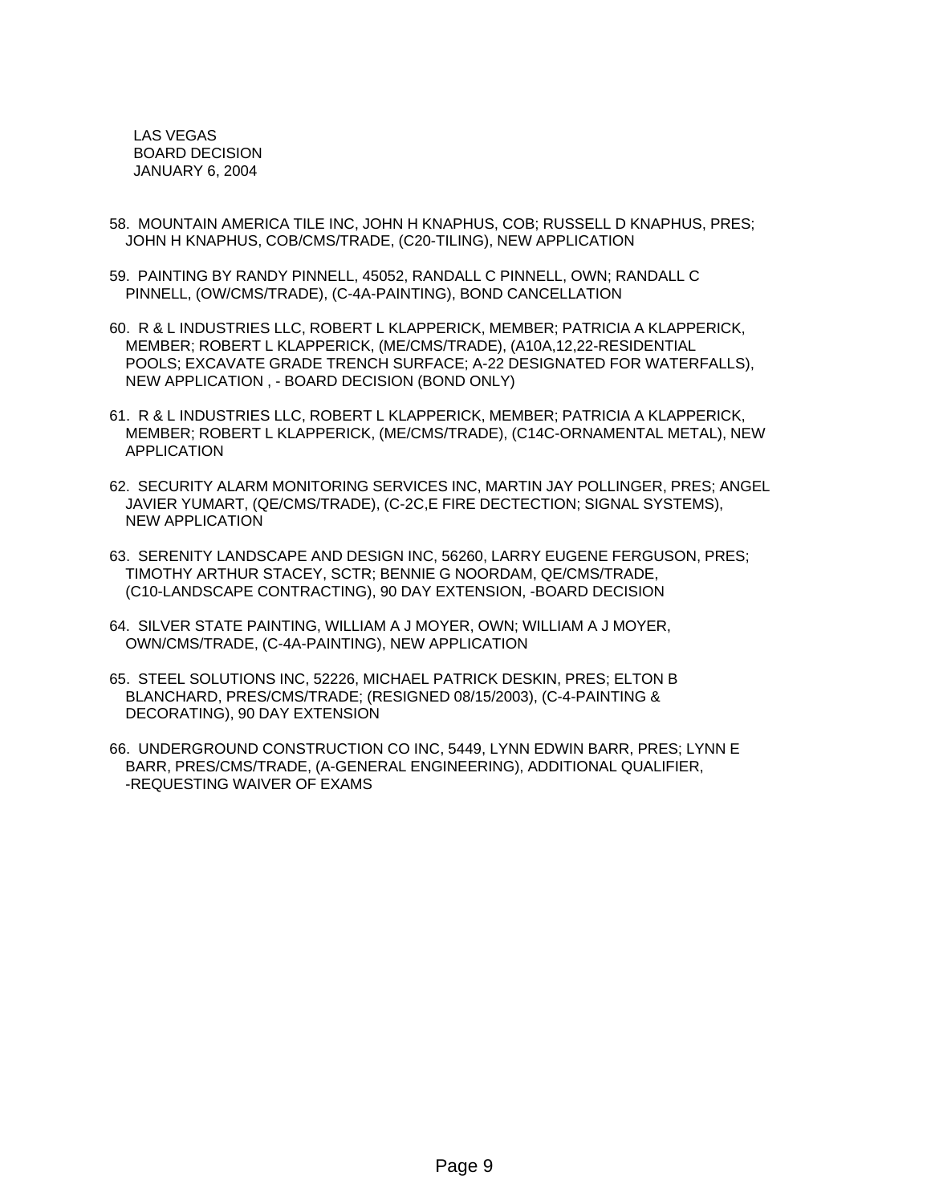LAS VEGAS
BOARD DECISION
JANUARY 6, 2004

58. MOUNTAIN AMERICA TILE INC, JOHN H KNAPHUS, COB; RUSSELL D KNAPHUS, PRES; JOHN H KNAPHUS, COB/CMS/TRADE, (C20-TILING), NEW APPLICATION

59. PAINTING BY RANDY PINNELL, 45052, RANDALL C PINNELL, OWN; RANDALL C PINNELL, (OW/CMS/TRADE), (C-4A-PAINTING), BOND CANCELLATION

60. R & L INDUSTRIES LLC, ROBERT L KLAPPERICK, MEMBER; PATRICIA A KLAPPERICK, MEMBER; ROBERT L KLAPPERICK, (ME/CMS/TRADE), (A10A,12,22-RESIDENTIAL POOLS; EXCAVATE GRADE TRENCH SURFACE; A-22 DESIGNATED FOR WATERFALLS), NEW APPLICATION , - BOARD DECISION (BOND ONLY)

61. R & L INDUSTRIES LLC, ROBERT L KLAPPERICK, MEMBER; PATRICIA A KLAPPERICK, MEMBER; ROBERT L KLAPPERICK, (ME/CMS/TRADE), (C14C-ORNAMENTAL METAL), NEW APPLICATION

62. SECURITY ALARM MONITORING SERVICES INC, MARTIN JAY POLLINGER, PRES; ANGEL JAVIER YUMART, (QE/CMS/TRADE), (C-2C,E FIRE DECTECTION; SIGNAL SYSTEMS), NEW APPLICATION

63. SERENITY LANDSCAPE AND DESIGN INC, 56260, LARRY EUGENE FERGUSON, PRES; TIMOTHY ARTHUR STACEY, SCTR; BENNIE G NOORDAM, QE/CMS/TRADE, (C10-LANDSCAPE CONTRACTING), 90 DAY EXTENSION, -BOARD DECISION

64. SILVER STATE PAINTING, WILLIAM A J MOYER, OWN; WILLIAM A J MOYER, OWN/CMS/TRADE, (C-4A-PAINTING), NEW APPLICATION

65. STEEL SOLUTIONS INC, 52226, MICHAEL PATRICK DESKIN, PRES; ELTON B BLANCHARD, PRES/CMS/TRADE; (RESIGNED 08/15/2003), (C-4-PAINTING & DECORATING), 90 DAY EXTENSION

66. UNDERGROUND CONSTRUCTION CO INC, 5449, LYNN EDWIN BARR, PRES; LYNN E BARR, PRES/CMS/TRADE, (A-GENERAL ENGINEERING), ADDITIONAL QUALIFIER, -REQUESTING WAIVER OF EXAMS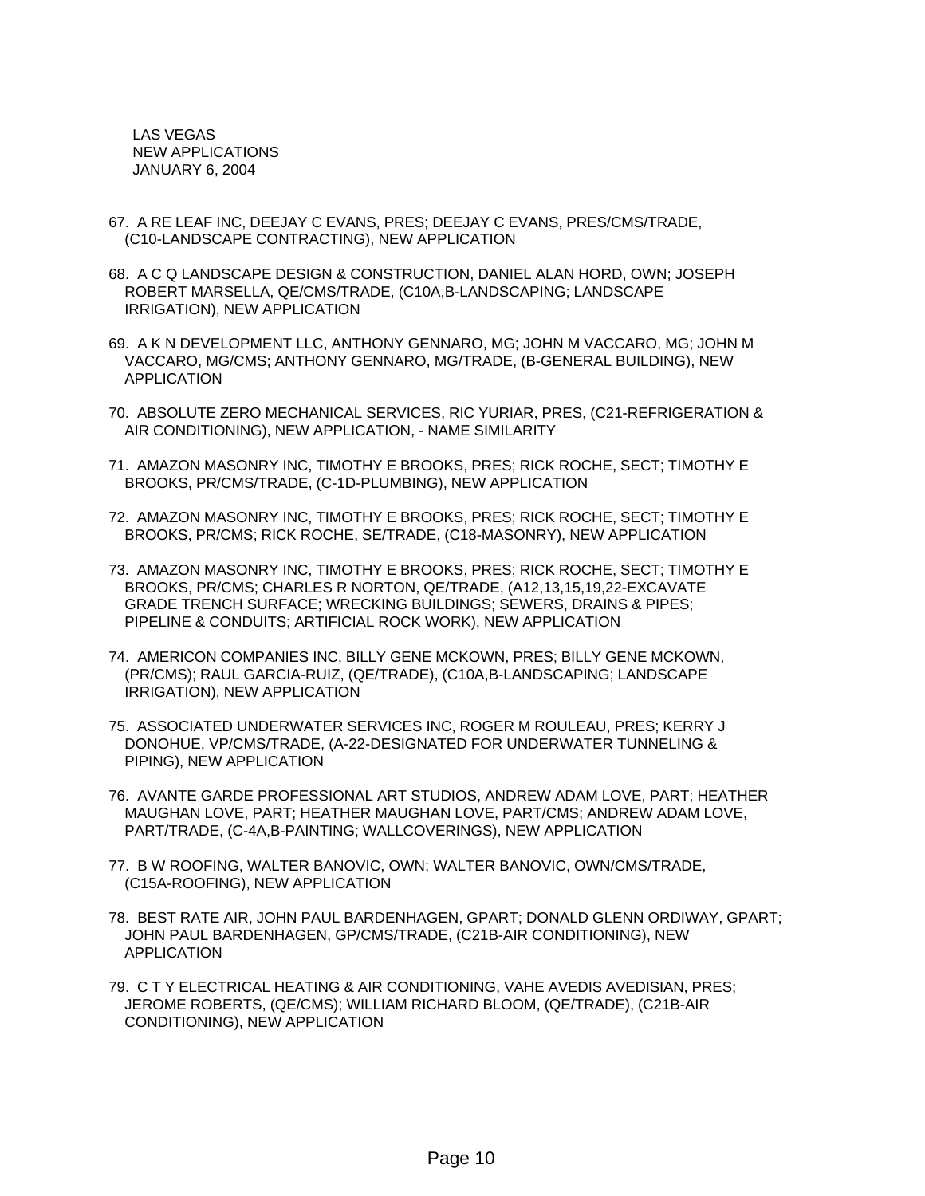LAS VEGAS
NEW APPLICATIONS
JANUARY 6, 2004

67. A RE LEAF INC, DEEJAY C EVANS, PRES; DEEJAY C EVANS, PRES/CMS/TRADE, (C10-LANDSCAPE CONTRACTING), NEW APPLICATION

68. A C Q LANDSCAPE DESIGN & CONSTRUCTION, DANIEL ALAN HORD, OWN; JOSEPH ROBERT MARSELLA, QE/CMS/TRADE, (C10A,B-LANDSCAPING; LANDSCAPE IRRIGATION), NEW APPLICATION

69. A K N DEVELOPMENT LLC, ANTHONY GENNARO, MG; JOHN M VACCARO, MG; JOHN M VACCARO, MG/CMS; ANTHONY GENNARO, MG/TRADE, (B-GENERAL BUILDING), NEW APPLICATION

70. ABSOLUTE ZERO MECHANICAL SERVICES, RIC YURIAR, PRES, (C21-REFRIGERATION & AIR CONDITIONING), NEW APPLICATION, - NAME SIMILARITY

71. AMAZON MASONRY INC, TIMOTHY E BROOKS, PRES; RICK ROCHE, SECT; TIMOTHY E BROOKS, PR/CMS/TRADE, (C-1D-PLUMBING), NEW APPLICATION

72. AMAZON MASONRY INC, TIMOTHY E BROOKS, PRES; RICK ROCHE, SECT; TIMOTHY E BROOKS, PR/CMS; RICK ROCHE, SE/TRADE, (C18-MASONRY), NEW APPLICATION

73. AMAZON MASONRY INC, TIMOTHY E BROOKS, PRES; RICK ROCHE, SECT; TIMOTHY E BROOKS, PR/CMS; CHARLES R NORTON, QE/TRADE, (A12,13,15,19,22-EXCAVATE GRADE TRENCH SURFACE; WRECKING BUILDINGS; SEWERS, DRAINS & PIPES; PIPELINE & CONDUITS; ARTIFICIAL ROCK WORK), NEW APPLICATION

74. AMERICON COMPANIES INC, BILLY GENE MCKOWN, PRES; BILLY GENE MCKOWN, (PR/CMS); RAUL GARCIA-RUIZ, (QE/TRADE), (C10A,B-LANDSCAPING; LANDSCAPE IRRIGATION), NEW APPLICATION

75. ASSOCIATED UNDERWATER SERVICES INC, ROGER M ROULEAU, PRES; KERRY J DONOHUE, VP/CMS/TRADE, (A-22-DESIGNATED FOR UNDERWATER TUNNELING & PIPING), NEW APPLICATION

76. AVANTE GARDE PROFESSIONAL ART STUDIOS, ANDREW ADAM LOVE, PART; HEATHER MAUGHAN LOVE, PART; HEATHER MAUGHAN LOVE, PART/CMS; ANDREW ADAM LOVE, PART/TRADE, (C-4A,B-PAINTING; WALLCOVERINGS), NEW APPLICATION

77. B W ROOFING, WALTER BANOVIC, OWN; WALTER BANOVIC, OWN/CMS/TRADE, (C15A-ROOFING), NEW APPLICATION

78. BEST RATE AIR, JOHN PAUL BARDENHAGEN, GPART; DONALD GLENN ORDIWAY, GPART; JOHN PAUL BARDENHAGEN, GP/CMS/TRADE, (C21B-AIR CONDITIONING), NEW APPLICATION

79. C T Y ELECTRICAL HEATING & AIR CONDITIONING, VAHE AVEDIS AVEDISIAN, PRES; JEROME ROBERTS, (QE/CMS); WILLIAM RICHARD BLOOM, (QE/TRADE), (C21B-AIR CONDITIONING), NEW APPLICATION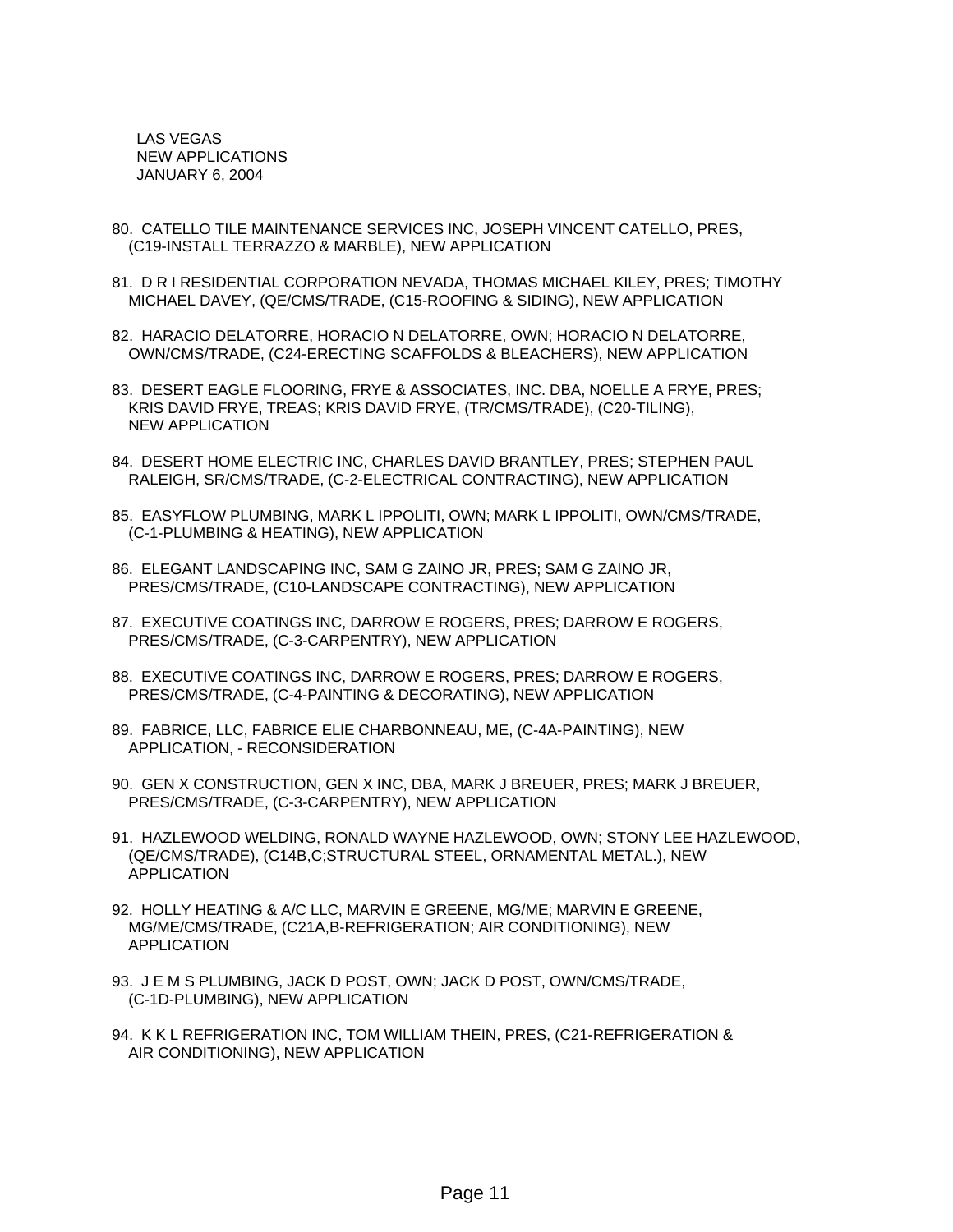LAS VEGAS
NEW APPLICATIONS
JANUARY 6, 2004

80. CATELLO TILE MAINTENANCE SERVICES INC, JOSEPH VINCENT CATELLO, PRES, (C19-INSTALL TERRAZZO & MARBLE), NEW APPLICATION

81. D R I RESIDENTIAL CORPORATION NEVADA, THOMAS MICHAEL KILEY, PRES; TIMOTHY MICHAEL DAVEY, (QE/CMS/TRADE, (C15-ROOFING & SIDING), NEW APPLICATION

82. HARACIO DELATORRE, HORACIO N DELATORRE, OWN; HORACIO N DELATORRE, OWN/CMS/TRADE, (C24-ERECTING SCAFFOLDS & BLEACHERS), NEW APPLICATION

83. DESERT EAGLE FLOORING, FRYE & ASSOCIATES, INC. DBA, NOELLE A FRYE, PRES; KRIS DAVID FRYE, TREAS; KRIS DAVID FRYE, (TR/CMS/TRADE), (C20-TILING), NEW APPLICATION

84. DESERT HOME ELECTRIC INC, CHARLES DAVID BRANTLEY, PRES; STEPHEN PAUL RALEIGH, SR/CMS/TRADE, (C-2-ELECTRICAL CONTRACTING), NEW APPLICATION

85. EASYFLOW PLUMBING, MARK L IPPOLITI, OWN; MARK L IPPOLITI, OWN/CMS/TRADE, (C-1-PLUMBING & HEATING), NEW APPLICATION

86. ELEGANT LANDSCAPING INC, SAM G ZAINO JR, PRES; SAM G ZAINO JR, PRES/CMS/TRADE, (C10-LANDSCAPE CONTRACTING), NEW APPLICATION

87. EXECUTIVE COATINGS INC, DARROW E ROGERS, PRES; DARROW E ROGERS, PRES/CMS/TRADE, (C-3-CARPENTRY), NEW APPLICATION

88. EXECUTIVE COATINGS INC, DARROW E ROGERS, PRES; DARROW E ROGERS, PRES/CMS/TRADE, (C-4-PAINTING & DECORATING), NEW APPLICATION

89. FABRICE, LLC, FABRICE ELIE CHARBONNEAU, ME, (C-4A-PAINTING), NEW APPLICATION, - RECONSIDERATION

90. GEN X CONSTRUCTION, GEN X INC, DBA, MARK J BREUER, PRES; MARK J BREUER, PRES/CMS/TRADE, (C-3-CARPENTRY), NEW APPLICATION

91. HAZLEWOOD WELDING, RONALD WAYNE HAZLEWOOD, OWN; STONY LEE HAZLEWOOD, (QE/CMS/TRADE), (C14B,C;STRUCTURAL STEEL, ORNAMENTAL METAL.), NEW APPLICATION

92. HOLLY HEATING & A/C LLC, MARVIN E GREENE, MG/ME; MARVIN E GREENE, MG/ME/CMS/TRADE, (C21A,B-REFRIGERATION; AIR CONDITIONING), NEW APPLICATION

93. J E M S PLUMBING, JACK D POST, OWN; JACK D POST, OWN/CMS/TRADE, (C-1D-PLUMBING), NEW APPLICATION

94. K K L REFRIGERATION INC, TOM WILLIAM THEIN, PRES, (C21-REFRIGERATION & AIR CONDITIONING), NEW APPLICATION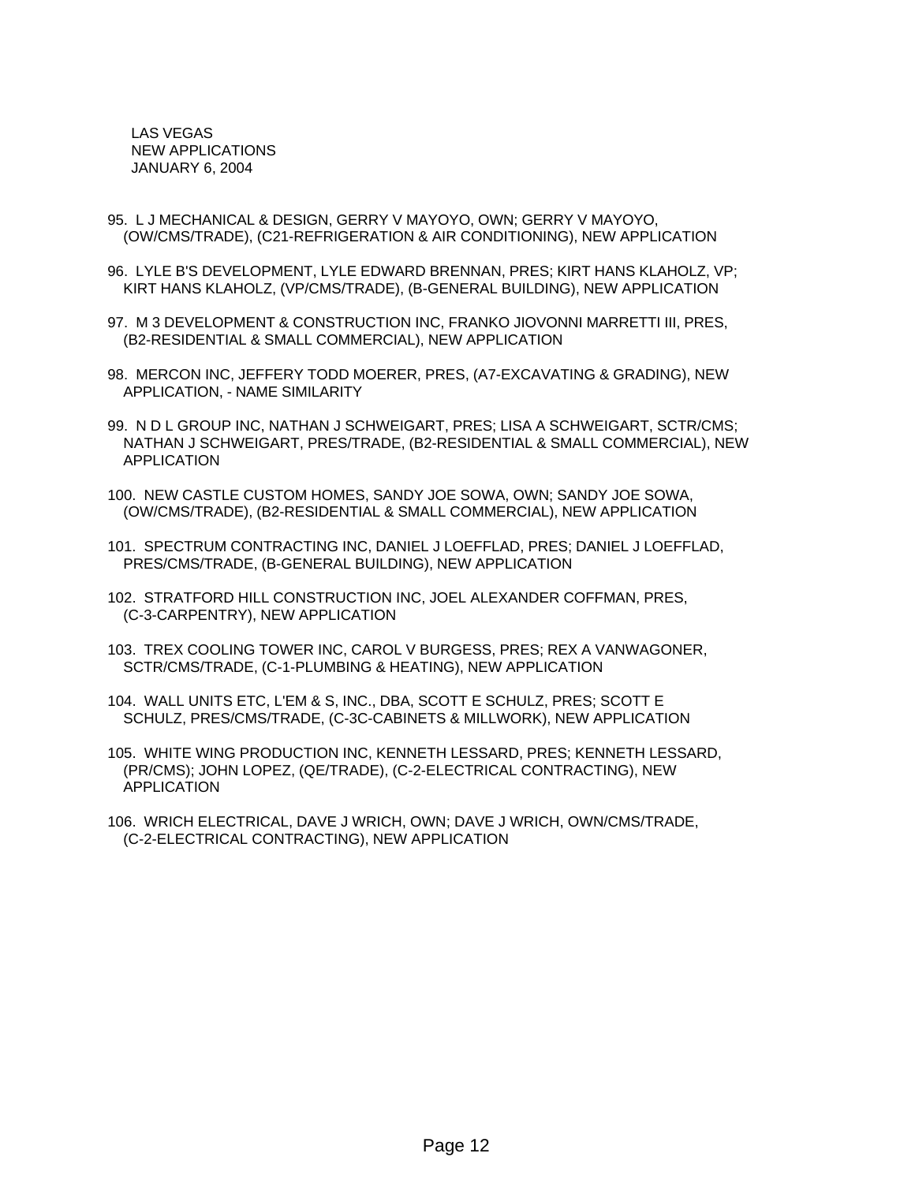LAS VEGAS
NEW APPLICATIONS
JANUARY 6, 2004

95. L J MECHANICAL & DESIGN, GERRY V MAYOYO, OWN; GERRY V MAYOYO, (OW/CMS/TRADE), (C21-REFRIGERATION & AIR CONDITIONING), NEW APPLICATION

96. LYLE B'S DEVELOPMENT, LYLE EDWARD BRENNAN, PRES; KIRT HANS KLAHOLZ, VP; KIRT HANS KLAHOLZ, (VP/CMS/TRADE), (B-GENERAL BUILDING), NEW APPLICATION

97. M 3 DEVELOPMENT & CONSTRUCTION INC, FRANKO JIOVONNI MARRETTI III, PRES, (B2-RESIDENTIAL & SMALL COMMERCIAL), NEW APPLICATION

98. MERCON INC, JEFFERY TODD MOERER, PRES, (A7-EXCAVATING & GRADING), NEW APPLICATION, - NAME SIMILARITY

99. N D L GROUP INC, NATHAN J SCHWEIGART, PRES; LISA A SCHWEIGART, SCTR/CMS; NATHAN J SCHWEIGART, PRES/TRADE, (B2-RESIDENTIAL & SMALL COMMERCIAL), NEW APPLICATION

100. NEW CASTLE CUSTOM HOMES, SANDY JOE SOWA, OWN; SANDY JOE SOWA, (OW/CMS/TRADE), (B2-RESIDENTIAL & SMALL COMMERCIAL), NEW APPLICATION

101. SPECTRUM CONTRACTING INC, DANIEL J LOEFFLAD, PRES; DANIEL J LOEFFLAD, PRES/CMS/TRADE, (B-GENERAL BUILDING), NEW APPLICATION

102. STRATFORD HILL CONSTRUCTION INC, JOEL ALEXANDER COFFMAN, PRES, (C-3-CARPENTRY), NEW APPLICATION

103. TREX COOLING TOWER INC, CAROL V BURGESS, PRES; REX A VANWAGONER, SCTR/CMS/TRADE, (C-1-PLUMBING & HEATING), NEW APPLICATION

104. WALL UNITS ETC, L'EM & S, INC., DBA, SCOTT E SCHULZ, PRES; SCOTT E SCHULZ, PRES/CMS/TRADE, (C-3C-CABINETS & MILLWORK), NEW APPLICATION

105. WHITE WING PRODUCTION INC, KENNETH LESSARD, PRES; KENNETH LESSARD, (PR/CMS); JOHN LOPEZ, (QE/TRADE), (C-2-ELECTRICAL CONTRACTING), NEW APPLICATION

106. WRICH ELECTRICAL, DAVE J WRICH, OWN; DAVE J WRICH, OWN/CMS/TRADE, (C-2-ELECTRICAL CONTRACTING), NEW APPLICATION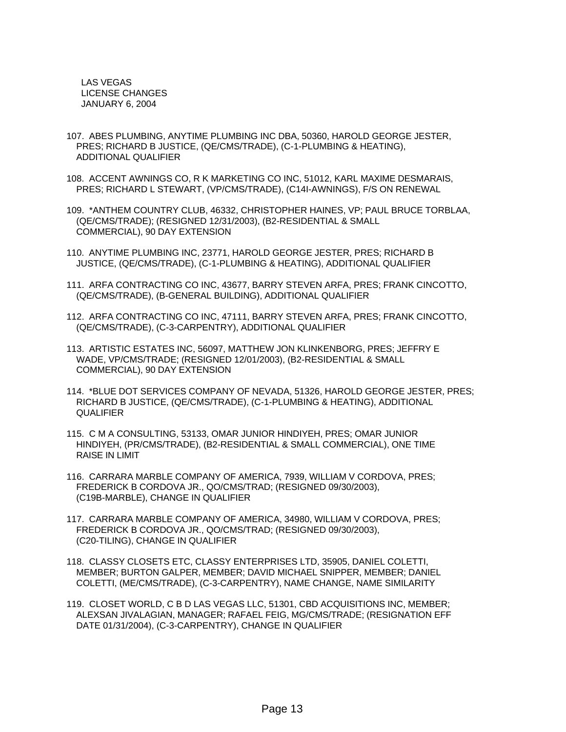LAS VEGAS
LICENSE CHANGES
JANUARY 6, 2004

107. ABES PLUMBING, ANYTIME PLUMBING INC DBA, 50360, HAROLD GEORGE JESTER, PRES; RICHARD B JUSTICE, (QE/CMS/TRADE), (C-1-PLUMBING & HEATING), ADDITIONAL QUALIFIER

108. ACCENT AWNINGS CO, R K MARKETING CO INC, 51012, KARL MAXIME DESMARAIS, PRES; RICHARD L STEWART, (VP/CMS/TRADE), (C14I-AWNINGS), F/S ON RENEWAL

109. *ANTHEM COUNTRY CLUB, 46332, CHRISTOPHER HAINES, VP; PAUL BRUCE TORBLAA, (QE/CMS/TRADE); (RESIGNED 12/31/2003), (B2-RESIDENTIAL & SMALL COMMERCIAL), 90 DAY EXTENSION

110. ANYTIME PLUMBING INC, 23771, HAROLD GEORGE JESTER, PRES; RICHARD B JUSTICE, (QE/CMS/TRADE), (C-1-PLUMBING & HEATING), ADDITIONAL QUALIFIER

111. ARFA CONTRACTING CO INC, 43677, BARRY STEVEN ARFA, PRES; FRANK CINCOTTO, (QE/CMS/TRADE), (B-GENERAL BUILDING), ADDITIONAL QUALIFIER

112. ARFA CONTRACTING CO INC, 47111, BARRY STEVEN ARFA, PRES; FRANK CINCOTTO, (QE/CMS/TRADE), (C-3-CARPENTRY), ADDITIONAL QUALIFIER

113. ARTISTIC ESTATES INC, 56097, MATTHEW JON KLINKENBORG, PRES; JEFFRY E WADE, VP/CMS/TRADE; (RESIGNED 12/01/2003), (B2-RESIDENTIAL & SMALL COMMERCIAL), 90 DAY EXTENSION

114. *BLUE DOT SERVICES COMPANY OF NEVADA, 51326, HAROLD GEORGE JESTER, PRES; RICHARD B JUSTICE, (QE/CMS/TRADE), (C-1-PLUMBING & HEATING), ADDITIONAL QUALIFIER

115. C M A CONSULTING, 53133, OMAR JUNIOR HINDIYEH, PRES; OMAR JUNIOR HINDIYEH, (PR/CMS/TRADE), (B2-RESIDENTIAL & SMALL COMMERCIAL), ONE TIME RAISE IN LIMIT

116. CARRARA MARBLE COMPANY OF AMERICA, 7939, WILLIAM V CORDOVA, PRES; FREDERICK B CORDOVA JR., QO/CMS/TRAD; (RESIGNED 09/30/2003), (C19B-MARBLE), CHANGE IN QUALIFIER

117. CARRARA MARBLE COMPANY OF AMERICA, 34980, WILLIAM V CORDOVA, PRES; FREDERICK B CORDOVA JR., QO/CMS/TRAD; (RESIGNED 09/30/2003), (C20-TILING), CHANGE IN QUALIFIER

118. CLASSY CLOSETS ETC, CLASSY ENTERPRISES LTD, 35905, DANIEL COLETTI, MEMBER; BURTON GALPER, MEMBER; DAVID MICHAEL SNIPPER, MEMBER; DANIEL COLETTI, (ME/CMS/TRADE), (C-3-CARPENTRY), NAME CHANGE, NAME SIMILARITY

119. CLOSET WORLD, C B D LAS VEGAS LLC, 51301, CBD ACQUISITIONS INC, MEMBER; ALEXSAN JIVALAGIAN, MANAGER; RAFAEL FEIG, MG/CMS/TRADE; (RESIGNATION EFF DATE 01/31/2004), (C-3-CARPENTRY), CHANGE IN QUALIFIER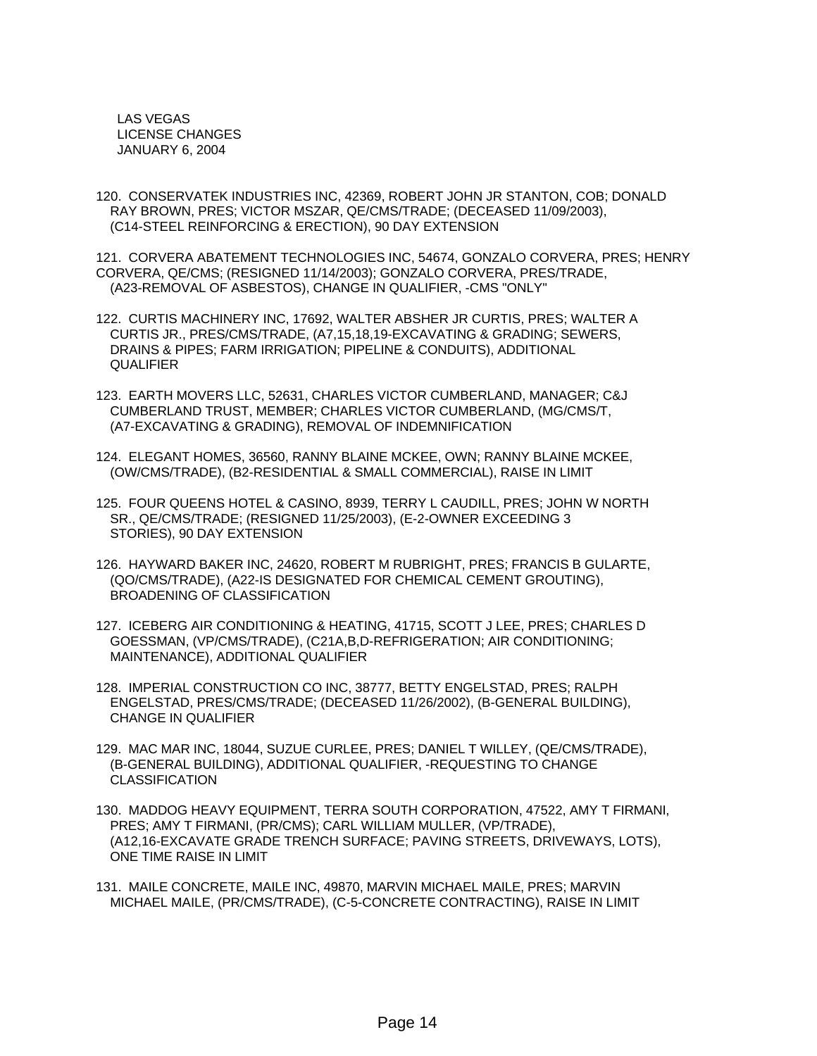LAS VEGAS
LICENSE CHANGES
JANUARY 6, 2004

120. CONSERVATEK INDUSTRIES INC, 42369, ROBERT JOHN JR STANTON, COB; DONALD RAY BROWN, PRES; VICTOR MSZAR, QE/CMS/TRADE; (DECEASED 11/09/2003), (C14-STEEL REINFORCING & ERECTION), 90 DAY EXTENSION

121. CORVERA ABATEMENT TECHNOLOGIES INC, 54674, GONZALO CORVERA, PRES; HENRY CORVERA, QE/CMS; (RESIGNED 11/14/2003); GONZALO CORVERA, PRES/TRADE, (A23-REMOVAL OF ASBESTOS), CHANGE IN QUALIFIER, -CMS "ONLY"

122. CURTIS MACHINERY INC, 17692, WALTER ABSHER JR CURTIS, PRES; WALTER A CURTIS JR., PRES/CMS/TRADE, (A7,15,18,19-EXCAVATING & GRADING; SEWERS, DRAINS & PIPES; FARM IRRIGATION; PIPELINE & CONDUITS), ADDITIONAL QUALIFIER

123. EARTH MOVERS LLC, 52631, CHARLES VICTOR CUMBERLAND, MANAGER; C&J CUMBERLAND TRUST, MEMBER; CHARLES VICTOR CUMBERLAND, (MG/CMS/T, (A7-EXCAVATING & GRADING), REMOVAL OF INDEMNIFICATION

124. ELEGANT HOMES, 36560, RANNY BLAINE MCKEE, OWN; RANNY BLAINE MCKEE, (OW/CMS/TRADE), (B2-RESIDENTIAL & SMALL COMMERCIAL), RAISE IN LIMIT

125. FOUR QUEENS HOTEL & CASINO, 8939, TERRY L CAUDILL, PRES; JOHN W NORTH SR., QE/CMS/TRADE; (RESIGNED 11/25/2003), (E-2-OWNER EXCEEDING 3 STORIES), 90 DAY EXTENSION

126. HAYWARD BAKER INC, 24620, ROBERT M RUBRIGHT, PRES; FRANCIS B GULARTE, (QO/CMS/TRADE), (A22-IS DESIGNATED FOR CHEMICAL CEMENT GROUTING), BROADENING OF CLASSIFICATION

127. ICEBERG AIR CONDITIONING & HEATING, 41715, SCOTT J LEE, PRES; CHARLES D GOESSMAN, (VP/CMS/TRADE), (C21A,B,D-REFRIGERATION; AIR CONDITIONING; MAINTENANCE), ADDITIONAL QUALIFIER

128. IMPERIAL CONSTRUCTION CO INC, 38777, BETTY ENGELSTAD, PRES; RALPH ENGELSTAD, PRES/CMS/TRADE; (DECEASED 11/26/2002), (B-GENERAL BUILDING), CHANGE IN QUALIFIER

129. MAC MAR INC, 18044, SUZUE CURLEE, PRES; DANIEL T WILLEY, (QE/CMS/TRADE), (B-GENERAL BUILDING), ADDITIONAL QUALIFIER, -REQUESTING TO CHANGE CLASSIFICATION

130. MADDOG HEAVY EQUIPMENT, TERRA SOUTH CORPORATION, 47522, AMY T FIRMANI, PRES; AMY T FIRMANI, (PR/CMS); CARL WILLIAM MULLER, (VP/TRADE), (A12,16-EXCAVATE GRADE TRENCH SURFACE; PAVING STREETS, DRIVEWAYS, LOTS), ONE TIME RAISE IN LIMIT

131. MAILE CONCRETE, MAILE INC, 49870, MARVIN MICHAEL MAILE, PRES; MARVIN MICHAEL MAILE, (PR/CMS/TRADE), (C-5-CONCRETE CONTRACTING), RAISE IN LIMIT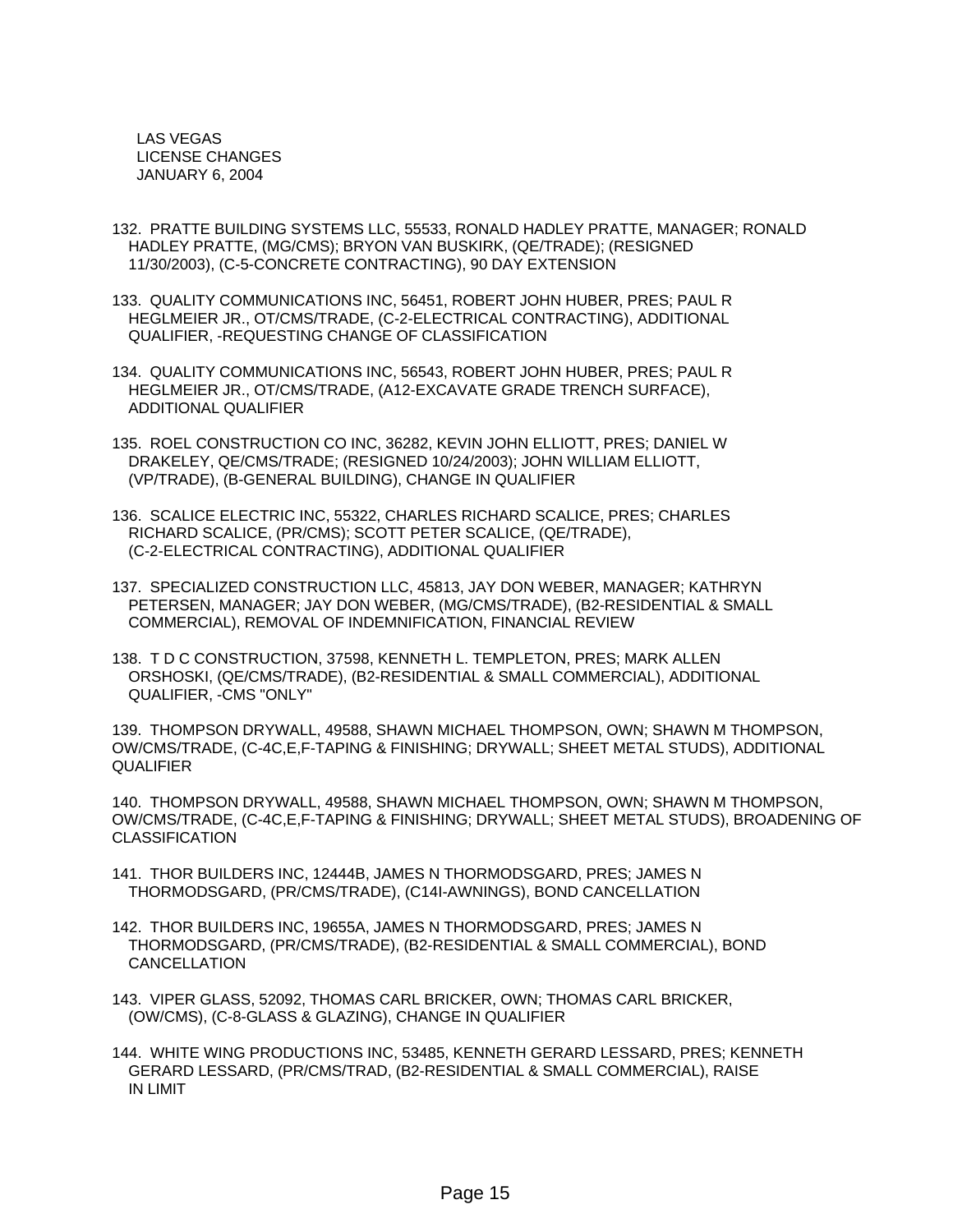LAS VEGAS
LICENSE CHANGES
JANUARY 6, 2004

132. PRATTE BUILDING SYSTEMS LLC, 55533, RONALD HADLEY PRATTE, MANAGER; RONALD HADLEY PRATTE, (MG/CMS); BRYON VAN BUSKIRK, (QE/TRADE); (RESIGNED 11/30/2003), (C-5-CONCRETE CONTRACTING), 90 DAY EXTENSION

133. QUALITY COMMUNICATIONS INC, 56451, ROBERT JOHN HUBER, PRES; PAUL R HEGLMEIER JR., OT/CMS/TRADE, (C-2-ELECTRICAL CONTRACTING), ADDITIONAL QUALIFIER, -REQUESTING CHANGE OF CLASSIFICATION

134. QUALITY COMMUNICATIONS INC, 56543, ROBERT JOHN HUBER, PRES; PAUL R HEGLMEIER JR., OT/CMS/TRADE, (A12-EXCAVATE GRADE TRENCH SURFACE), ADDITIONAL QUALIFIER

135. ROEL CONSTRUCTION CO INC, 36282, KEVIN JOHN ELLIOTT, PRES; DANIEL W DRAKELEY, QE/CMS/TRADE; (RESIGNED 10/24/2003); JOHN WILLIAM ELLIOTT, (VP/TRADE), (B-GENERAL BUILDING), CHANGE IN QUALIFIER

136. SCALICE ELECTRIC INC, 55322, CHARLES RICHARD SCALICE, PRES; CHARLES RICHARD SCALICE, (PR/CMS); SCOTT PETER SCALICE, (QE/TRADE), (C-2-ELECTRICAL CONTRACTING), ADDITIONAL QUALIFIER

137. SPECIALIZED CONSTRUCTION LLC, 45813, JAY DON WEBER, MANAGER; KATHRYN PETERSEN, MANAGER; JAY DON WEBER, (MG/CMS/TRADE), (B2-RESIDENTIAL & SMALL COMMERCIAL), REMOVAL OF INDEMNIFICATION, FINANCIAL REVIEW

138. T D C CONSTRUCTION, 37598, KENNETH L. TEMPLETON, PRES; MARK ALLEN ORSHOSKI, (QE/CMS/TRADE), (B2-RESIDENTIAL & SMALL COMMERCIAL), ADDITIONAL QUALIFIER, -CMS "ONLY"

139. THOMPSON DRYWALL, 49588, SHAWN MICHAEL THOMPSON, OWN; SHAWN M THOMPSON, OW/CMS/TRADE, (C-4C,E,F-TAPING & FINISHING; DRYWALL; SHEET METAL STUDS), ADDITIONAL QUALIFIER

140. THOMPSON DRYWALL, 49588, SHAWN MICHAEL THOMPSON, OWN; SHAWN M THOMPSON, OW/CMS/TRADE, (C-4C,E,F-TAPING & FINISHING; DRYWALL; SHEET METAL STUDS), BROADENING OF CLASSIFICATION

141. THOR BUILDERS INC, 12444B, JAMES N THORMODSGARD, PRES; JAMES N THORMODSGARD, (PR/CMS/TRADE), (C14I-AWNINGS), BOND CANCELLATION

142. THOR BUILDERS INC, 19655A, JAMES N THORMODSGARD, PRES; JAMES N THORMODSGARD, (PR/CMS/TRADE), (B2-RESIDENTIAL & SMALL COMMERCIAL), BOND CANCELLATION

143. VIPER GLASS, 52092, THOMAS CARL BRICKER, OWN; THOMAS CARL BRICKER, (OW/CMS), (C-8-GLASS & GLAZING), CHANGE IN QUALIFIER

144. WHITE WING PRODUCTIONS INC, 53485, KENNETH GERARD LESSARD, PRES; KENNETH GERARD LESSARD, (PR/CMS/TRAD, (B2-RESIDENTIAL & SMALL COMMERCIAL), RAISE IN LIMIT